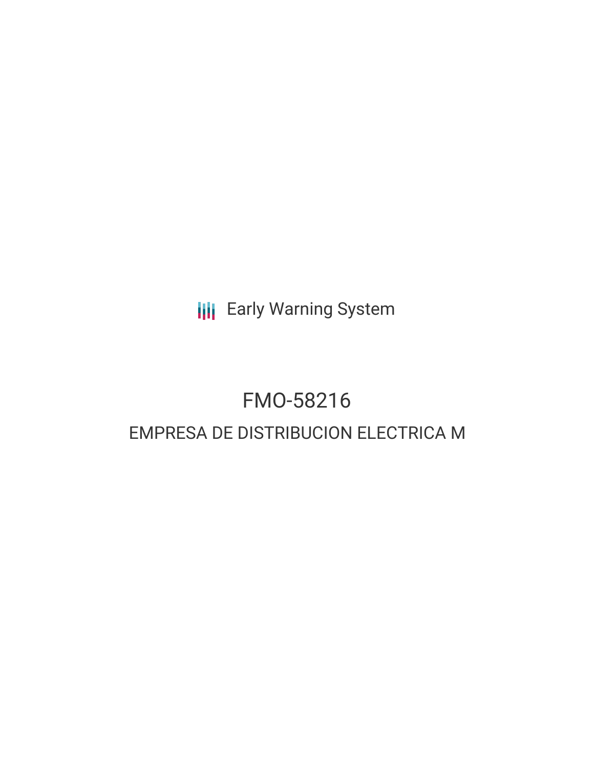Early Warning System

# FMO-58216

## EMPRESA DE DISTRIBUCION ELECTRICA M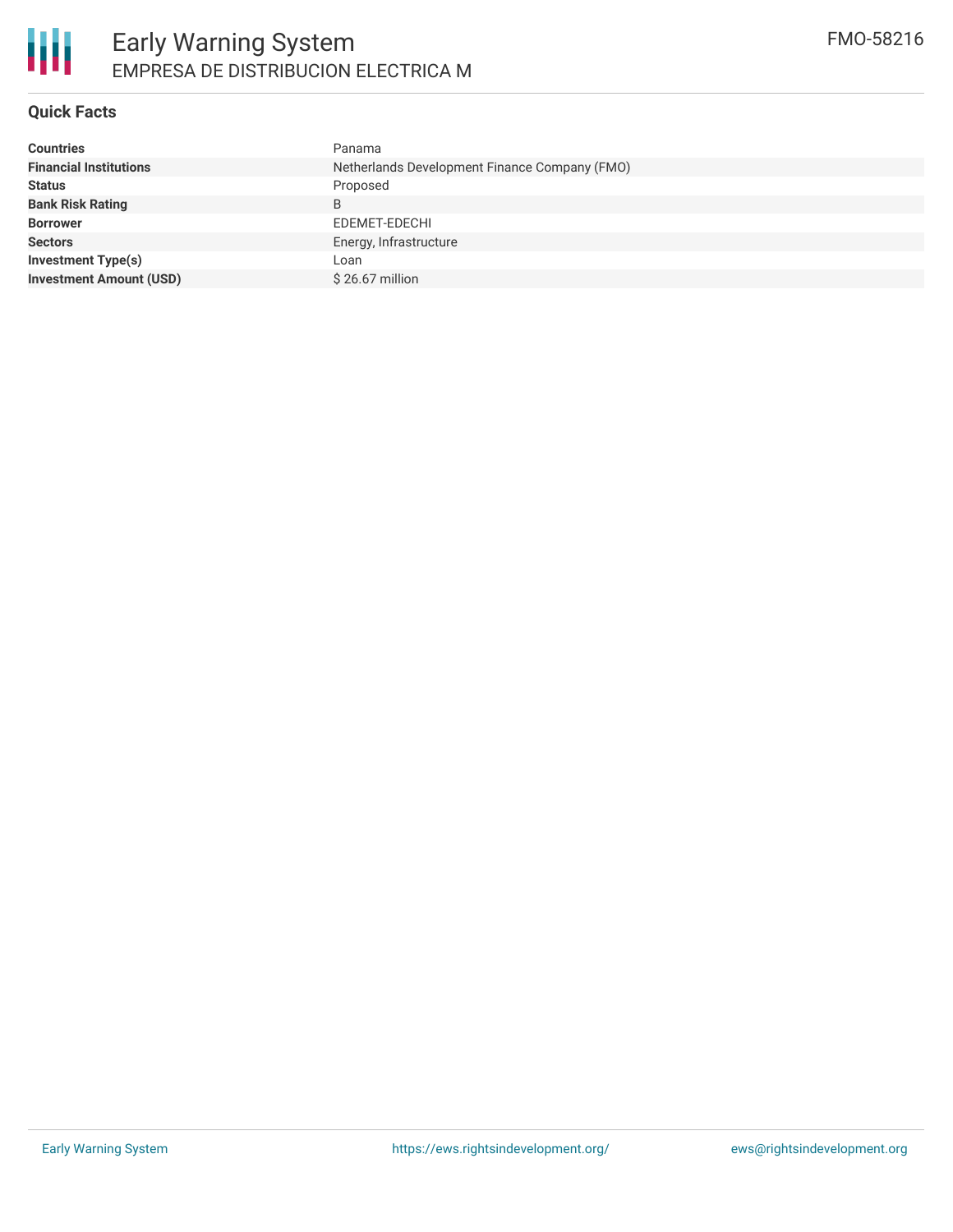## Quick Facts

| | |
|---|---|
| **Countries** | Panama |
| **Financial Institutions** | Netherlands Development Finance Company (FMO) |
| **Status** | Proposed |
| **Bank Risk Rating** | B |
| **Borrower** | EDEMET-EDECHI |
| **Sectors** | Energy, Infrastructure |
| **Investment Type(s)** | Loan |
| **Investment Amount (USD)** | $ 26.67 million |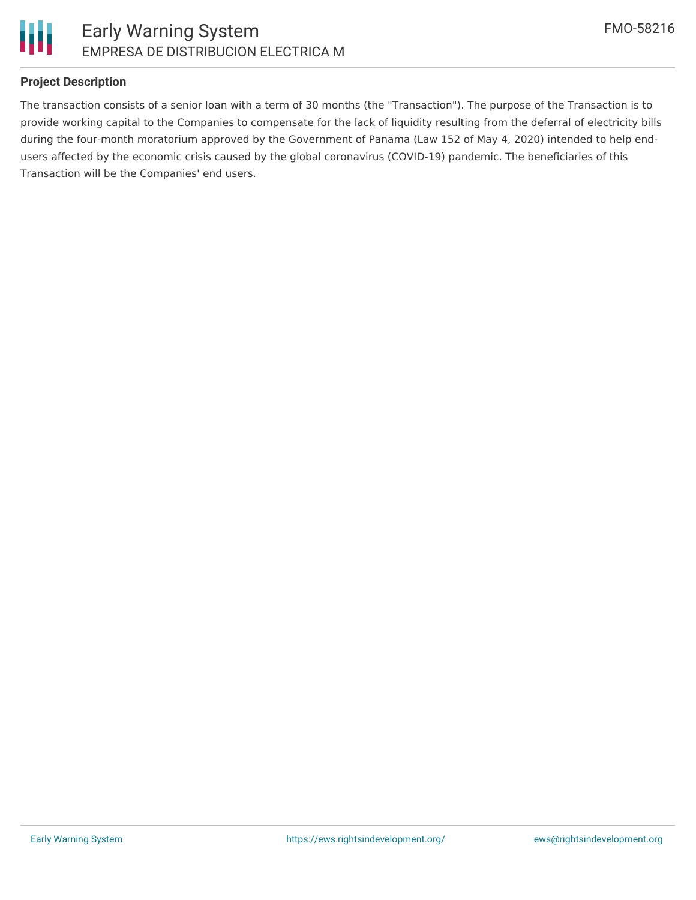## Project Description

The transaction consists of a senior loan with a term of 30 months (the "Transaction"). The purpose of the Transaction is to provide working capital to the Companies to compensate for the lack of liquidity resulting from the deferral of electricity bills during the four-month moratorium approved by the Government of Panama (Law 152 of May 4, 2020) intended to help end-users affected by the economic crisis caused by the global coronavirus (COVID-19) pandemic. The beneficiaries of this Transaction will be the Companies' end users.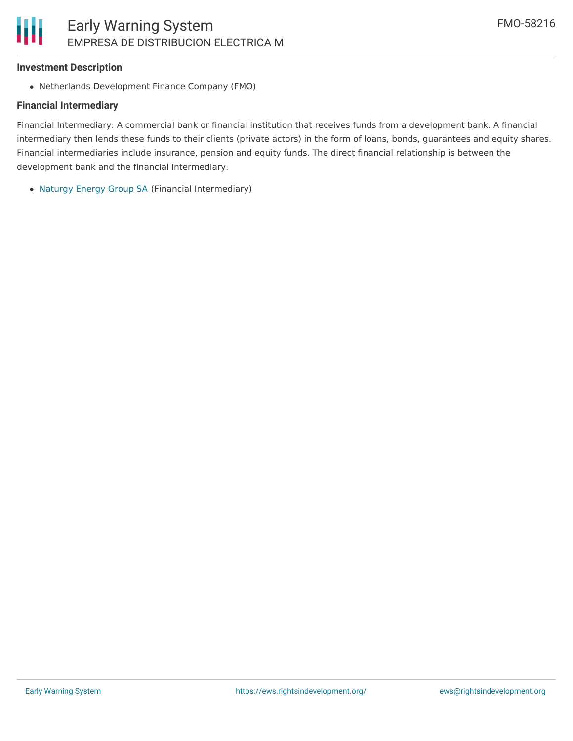### Investment Description

- Netherlands Development Finance Company (FMO)

### Financial Intermediary

Financial Intermediary: A commercial bank or financial institution that receives funds from a development bank. A financial intermediary then lends these funds to their clients (private actors) in the form of loans, bonds, guarantees and equity shares. Financial intermediaries include insurance, pension and equity funds. The direct financial relationship is between the development bank and the financial intermediary.

- Naturgy Energy Group SA (Financial Intermediary)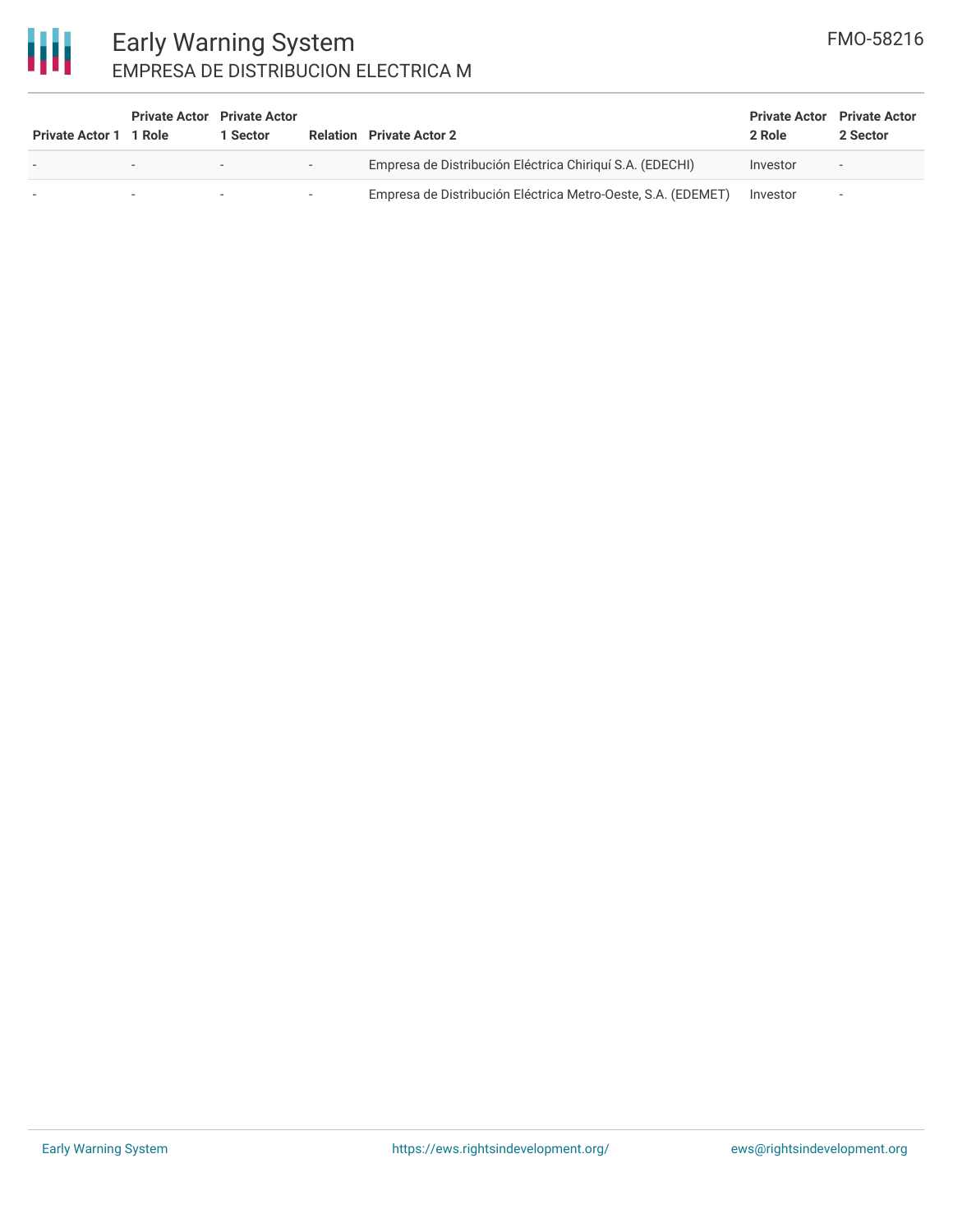| Private Actor 1 | Private Actor 1 Role | Private Actor 1 Sector | Relation | Private Actor 2 | Private Actor 2 Role | Private Actor 2 Sector |
|---|---|---|---|---|---|---|
| - | - | - | - | Empresa de Distribución Eléctrica Chiriquí S.A. (EDECHI) | Investor | - |
| - | - | - | - | Empresa de Distribución Eléctrica Metro-Oeste, S.A. (EDEMET) | Investor | - |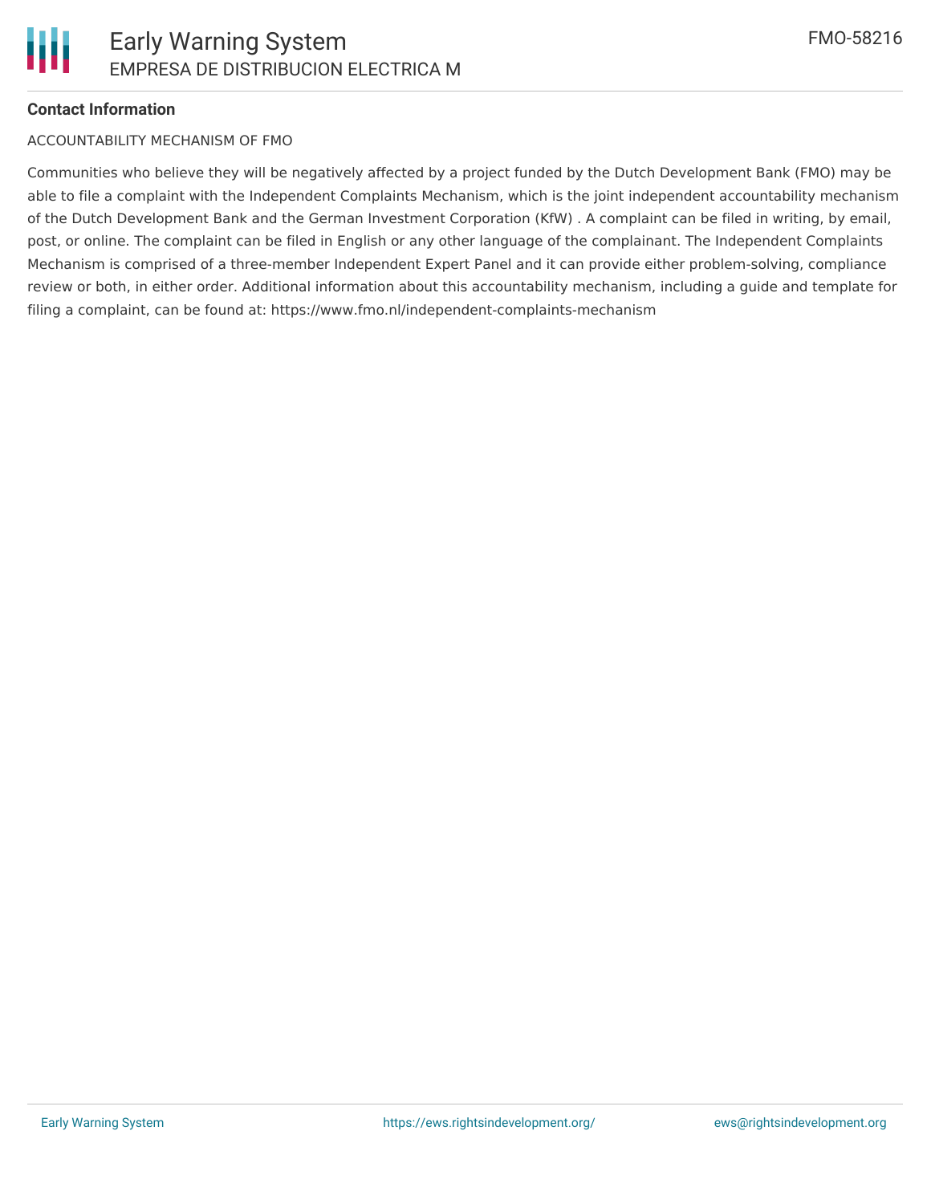## Contact Information

ACCOUNTABILITY MECHANISM OF FMO

Communities who believe they will be negatively affected by a project funded by the Dutch Development Bank (FMO) may be able to file a complaint with the Independent Complaints Mechanism, which is the joint independent accountability mechanism of the Dutch Development Bank and the German Investment Corporation (KfW) . A complaint can be filed in writing, by email, post, or online. The complaint can be filed in English or any other language of the complainant. The Independent Complaints Mechanism is comprised of a three-member Independent Expert Panel and it can provide either problem-solving, compliance review or both, in either order. Additional information about this accountability mechanism, including a guide and template for filing a complaint, can be found at: https://www.fmo.nl/independent-complaints-mechanism